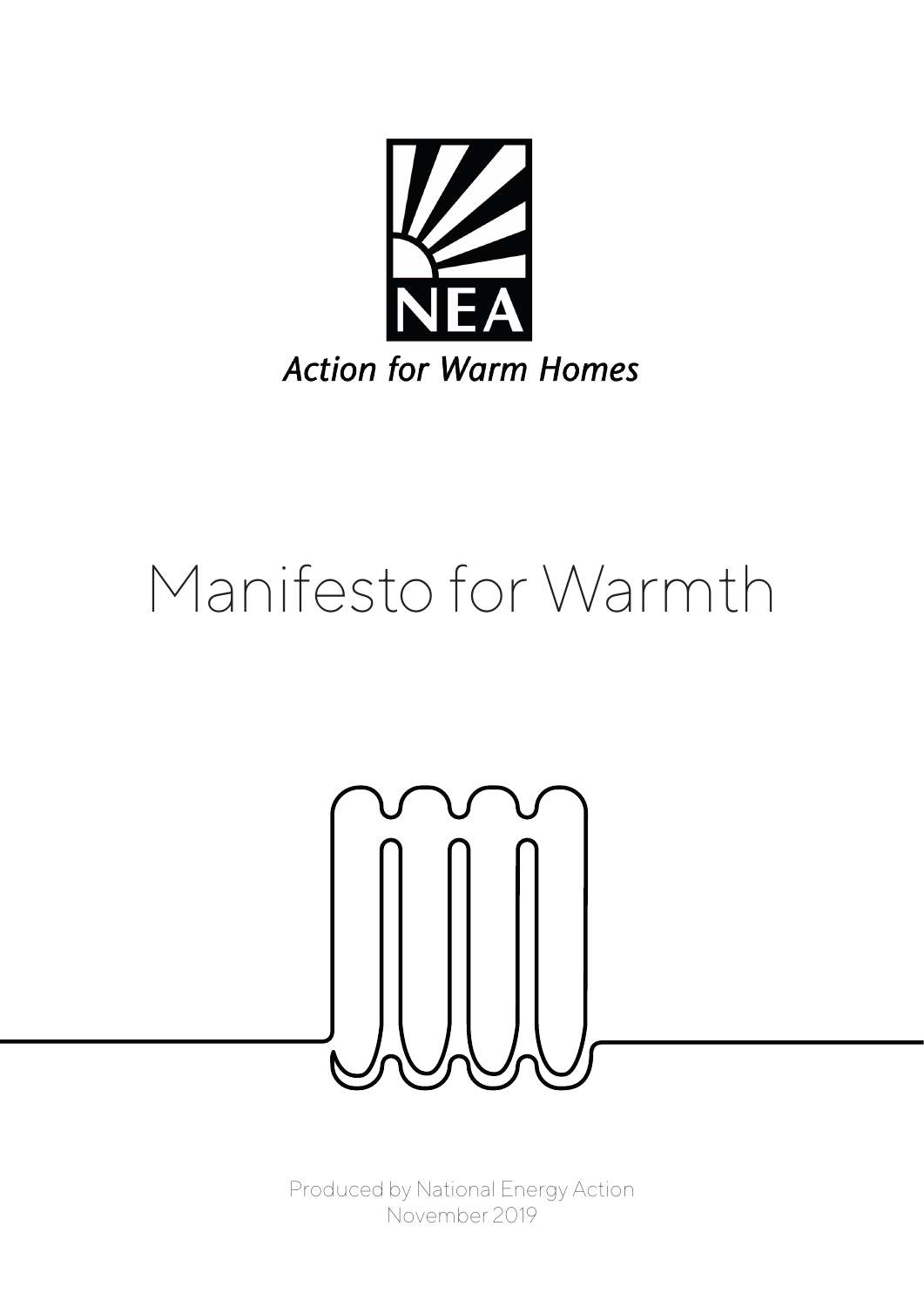NEA

*Action for Warm Homes*

# Manifesto for Warmth

Produced by National Energy Action
November 2019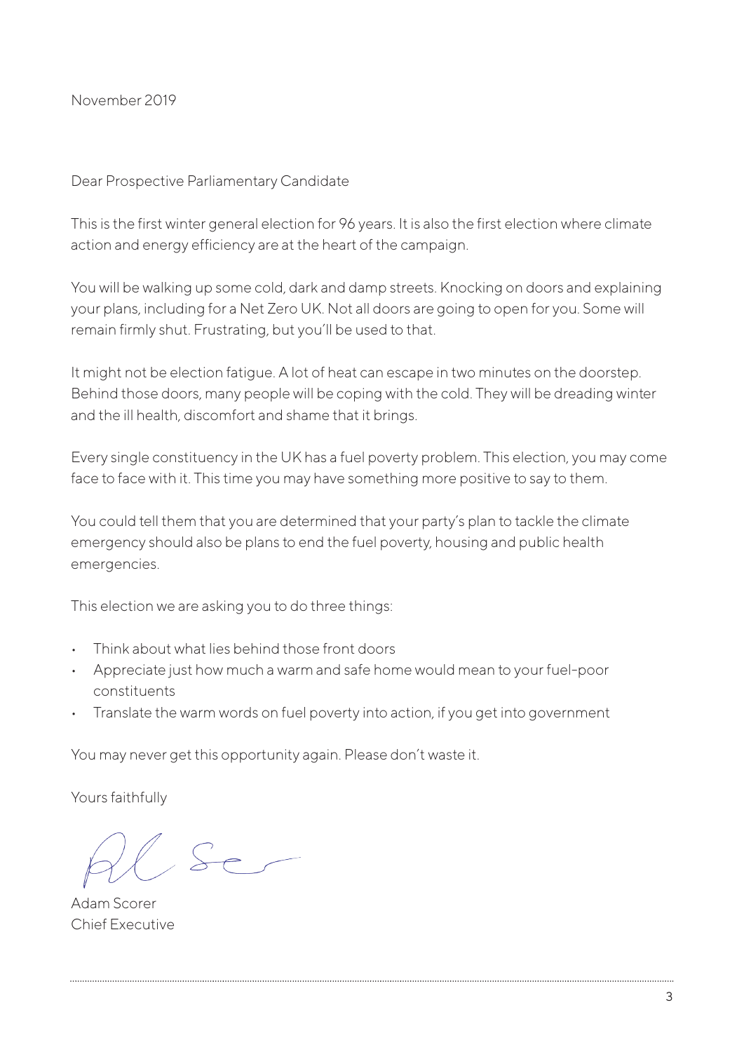November 2019

Dear Prospective Parliamentary Candidate

This is the first winter general election for 96 years. It is also the first election where climate action and energy efficiency are at the heart of the campaign.

You will be walking up some cold, dark and damp streets. Knocking on doors and explaining your plans, including for a Net Zero UK. Not all doors are going to open for you. Some will remain firmly shut. Frustrating, but you'll be used to that.

It might not be election fatigue. A lot of heat can escape in two minutes on the doorstep. Behind those doors, many people will be coping with the cold. They will be dreading winter and the ill health, discomfort and shame that it brings.

Every single constituency in the UK has a fuel poverty problem. This election, you may come face to face with it. This time you may have something more positive to say to them.

You could tell them that you are determined that your party's plan to tackle the climate emergency should also be plans to end the fuel poverty, housing and public health emergencies.

This election we are asking you to do three things:

- Think about what lies behind those front doors
- Appreciate just how much a warm and safe home would mean to your fuel-poor constituents
- Translate the warm words on fuel poverty into action, if you get into government

You may never get this opportunity again. Please don't waste it.

Yours faithfully

Adam Scorer
Chief Executive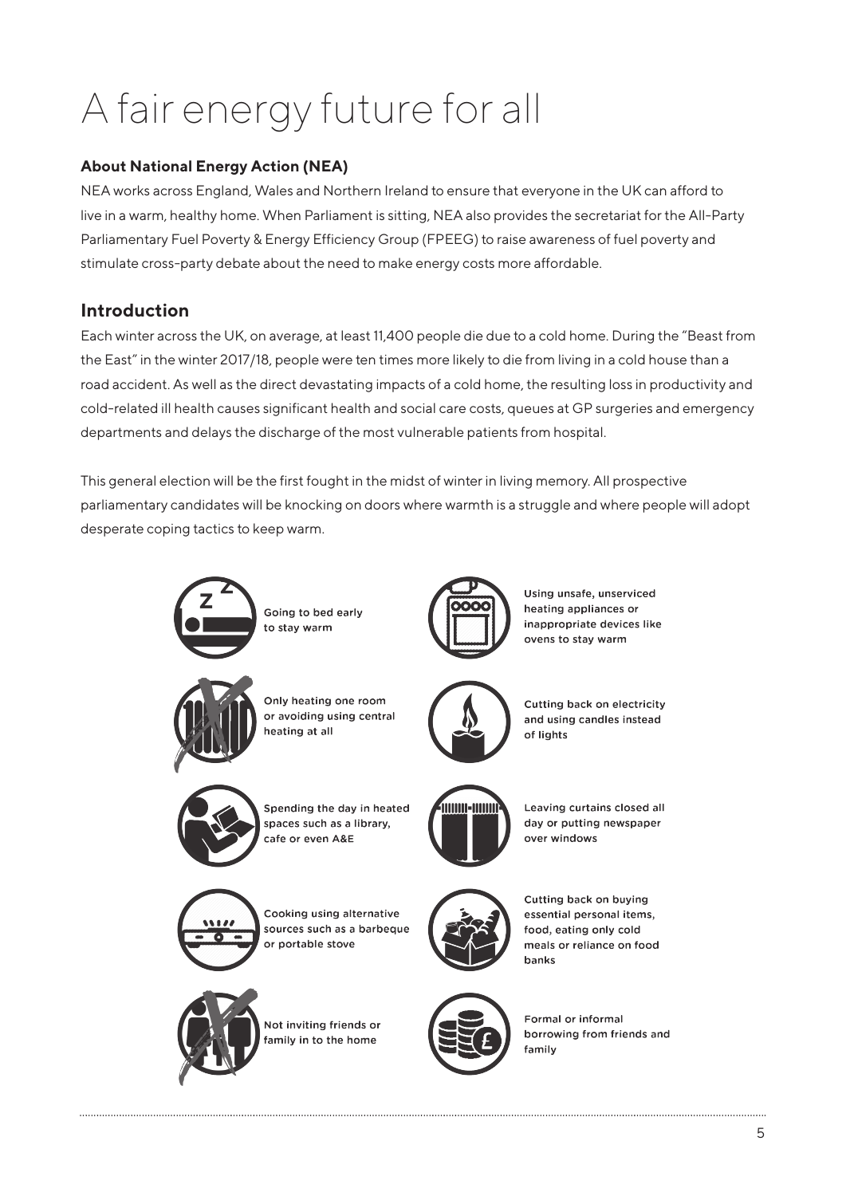# A fair energy future for all

**About National Energy Action (NEA)**

NEA works across England, Wales and Northern Ireland to ensure that everyone in the UK can afford to live in a warm, healthy home. When Parliament is sitting, NEA also provides the secretariat for the All-Party Parliamentary Fuel Poverty & Energy Efficiency Group (FPEEG) to raise awareness of fuel poverty and stimulate cross-party debate about the need to make energy costs more affordable.

## Introduction

Each winter across the UK, on average, at least 11,400 people die due to a cold home. During the "Beast from the East" in the winter 2017/18, people were ten times more likely to die from living in a cold house than a road accident. As well as the direct devastating impacts of a cold home, the resulting loss in productivity and cold-related ill health causes significant health and social care costs, queues at GP surgeries and emergency departments and delays the discharge of the most vulnerable patients from hospital.

This general election will be the first fought in the midst of winter in living memory. All prospective parliamentary candidates will be knocking on doors where warmth is a struggle and where people will adopt desperate coping tactics to keep warm.

- Going to bed early to stay warm
- Using unsafe, unserviced heating appliances or inappropriate devices like ovens to stay warm
- Only heating one room or avoiding using central heating at all
- Cutting back on electricity and using candles instead of lights
- Spending the day in heated spaces such as a library, cafe or even A&E
- Leaving curtains closed all day or putting newspaper over windows
- Cooking using alternative sources such as a barbeque or portable stove
- Cutting back on buying essential personal items, food, eating only cold meals or reliance on food banks
- Not inviting friends or family in to the home
- Formal or informal borrowing from friends and family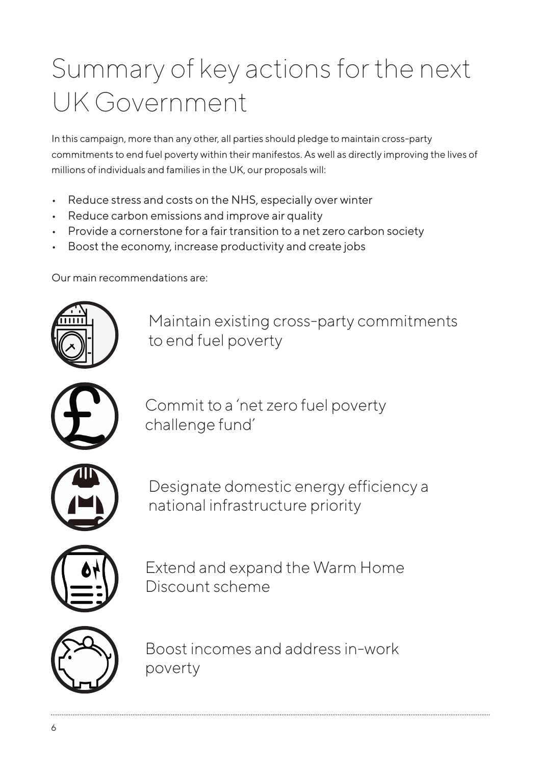# Summary of key actions for the next UK Government

In this campaign, more than any other, all parties should pledge to maintain cross-party commitments to end fuel poverty within their manifestos. As well as directly improving the lives of millions of individuals and families in the UK, our proposals will:

- Reduce stress and costs on the NHS, especially over winter
- Reduce carbon emissions and improve air quality
- Provide a cornerstone for a fair transition to a net zero carbon society
- Boost the economy, increase productivity and create jobs

Our main recommendations are:

- Maintain existing cross-party commitments to end fuel poverty
- Commit to a 'net zero fuel poverty challenge fund'
- Designate domestic energy efficiency a national infrastructure priority
- Extend and expand the Warm Home Discount scheme
- Boost incomes and address in-work poverty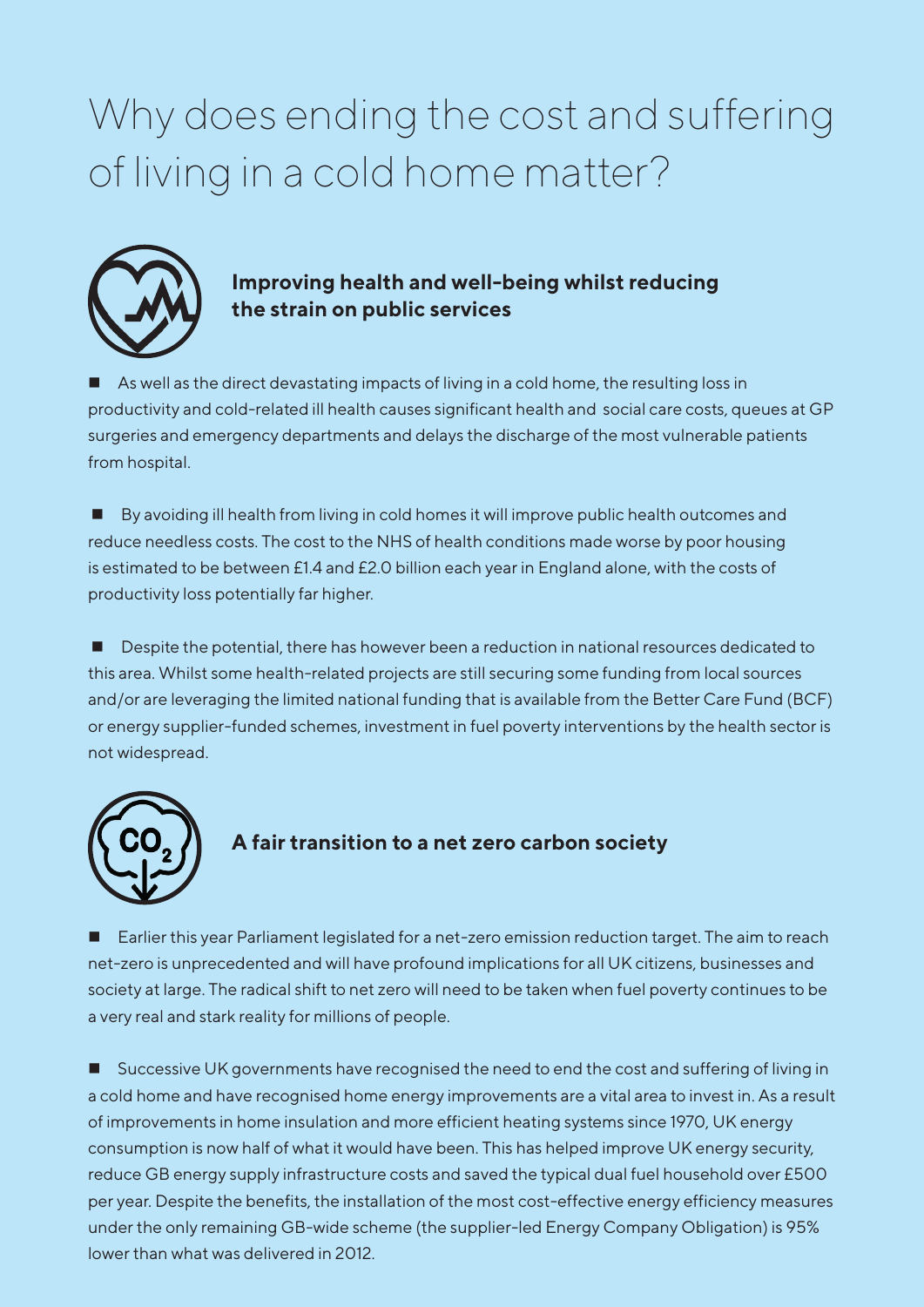# Why does ending the cost and suffering of living in a cold home matter?

## Improving health and well-being whilst reducing the strain on public services

- As well as the direct devastating impacts of living in a cold home, the resulting loss in productivity and cold-related ill health causes significant health and social care costs, queues at GP surgeries and emergency departments and delays the discharge of the most vulnerable patients from hospital.

- By avoiding ill health from living in cold homes it will improve public health outcomes and reduce needless costs. The cost to the NHS of health conditions made worse by poor housing is estimated to be between £1.4 and £2.0 billion each year in England alone, with the costs of productivity loss potentially far higher.

- Despite the potential, there has however been a reduction in national resources dedicated to this area. Whilst some health-related projects are still securing some funding from local sources and/or are leveraging the limited national funding that is available from the Better Care Fund (BCF) or energy supplier-funded schemes, investment in fuel poverty interventions by the health sector is not widespread.

## A fair transition to a net zero carbon society

- Earlier this year Parliament legislated for a net-zero emission reduction target. The aim to reach net-zero is unprecedented and will have profound implications for all UK citizens, businesses and society at large. The radical shift to net zero will need to be taken when fuel poverty continues to be a very real and stark reality for millions of people.

- Successive UK governments have recognised the need to end the cost and suffering of living in a cold home and have recognised home energy improvements are a vital area to invest in. As a result of improvements in home insulation and more efficient heating systems since 1970, UK energy consumption is now half of what it would have been. This has helped improve UK energy security, reduce GB energy supply infrastructure costs and saved the typical dual fuel household over £500 per year. Despite the benefits, the installation of the most cost-effective energy efficiency measures under the only remaining GB-wide scheme (the supplier-led Energy Company Obligation) is 95% lower than what was delivered in 2012.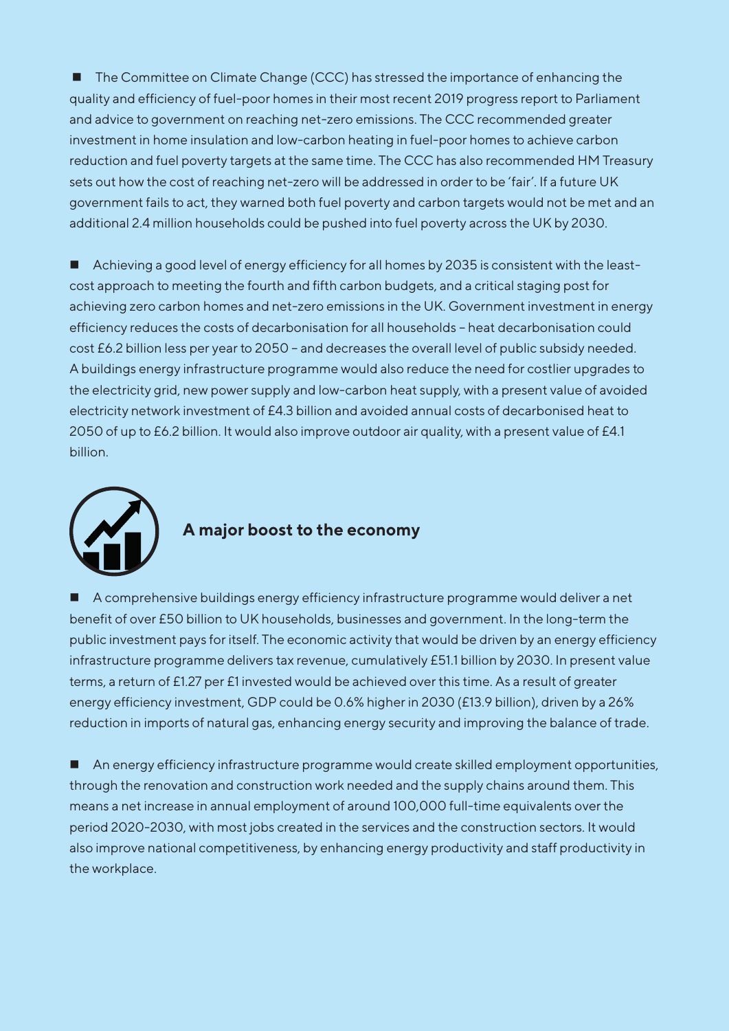- The Committee on Climate Change (CCC) has stressed the importance of enhancing the quality and efficiency of fuel-poor homes in their most recent 2019 progress report to Parliament and advice to government on reaching net-zero emissions. The CCC recommended greater investment in home insulation and low-carbon heating in fuel-poor homes to achieve carbon reduction and fuel poverty targets at the same time. The CCC has also recommended HM Treasury sets out how the cost of reaching net-zero will be addressed in order to be 'fair'. If a future UK government fails to act, they warned both fuel poverty and carbon targets would not be met and an additional 2.4 million households could be pushed into fuel poverty across the UK by 2030.

- Achieving a good level of energy efficiency for all homes by 2035 is consistent with the least-cost approach to meeting the fourth and fifth carbon budgets, and a critical staging post for achieving zero carbon homes and net-zero emissions in the UK. Government investment in energy efficiency reduces the costs of decarbonisation for all households – heat decarbonisation could cost £6.2 billion less per year to 2050 – and decreases the overall level of public subsidy needed. A buildings energy infrastructure programme would also reduce the need for costlier upgrades to the electricity grid, new power supply and low-carbon heat supply, with a present value of avoided electricity network investment of £4.3 billion and avoided annual costs of decarbonised heat to 2050 of up to £6.2 billion. It would also improve outdoor air quality, with a present value of £4.1 billion.

## A major boost to the economy

- A comprehensive buildings energy efficiency infrastructure programme would deliver a net benefit of over £50 billion to UK households, businesses and government. In the long-term the public investment pays for itself. The economic activity that would be driven by an energy efficiency infrastructure programme delivers tax revenue, cumulatively £51.1 billion by 2030. In present value terms, a return of £1.27 per £1 invested would be achieved over this time. As a result of greater energy efficiency investment, GDP could be 0.6% higher in 2030 (£13.9 billion), driven by a 26% reduction in imports of natural gas, enhancing energy security and improving the balance of trade.

- An energy efficiency infrastructure programme would create skilled employment opportunities, through the renovation and construction work needed and the supply chains around them. This means a net increase in annual employment of around 100,000 full-time equivalents over the period 2020-2030, with most jobs created in the services and the construction sectors. It would also improve national competitiveness, by enhancing energy productivity and staff productivity in the workplace.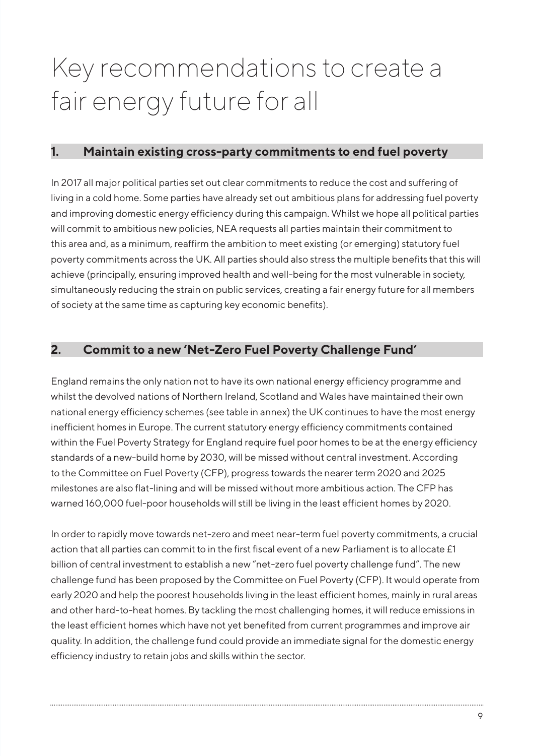# Key recommendations to create a fair energy future for all

## 1. Maintain existing cross-party commitments to end fuel poverty

In 2017 all major political parties set out clear commitments to reduce the cost and suffering of living in a cold home. Some parties have already set out ambitious plans for addressing fuel poverty and improving domestic energy efficiency during this campaign. Whilst we hope all political parties will commit to ambitious new policies, NEA requests all parties maintain their commitment to this area and, as a minimum, reaffirm the ambition to meet existing (or emerging) statutory fuel poverty commitments across the UK. All parties should also stress the multiple benefits that this will achieve (principally, ensuring improved health and well-being for the most vulnerable in society, simultaneously reducing the strain on public services, creating a fair energy future for all members of society at the same time as capturing key economic benefits).

## 2. Commit to a new 'Net-Zero Fuel Poverty Challenge Fund'

England remains the only nation not to have its own national energy efficiency programme and whilst the devolved nations of Northern Ireland, Scotland and Wales have maintained their own national energy efficiency schemes (see table in annex) the UK continues to have the most energy inefficient homes in Europe. The current statutory energy efficiency commitments contained within the Fuel Poverty Strategy for England require fuel poor homes to be at the energy efficiency standards of a new-build home by 2030, will be missed without central investment. According to the Committee on Fuel Poverty (CFP), progress towards the nearer term 2020 and 2025 milestones are also flat-lining and will be missed without more ambitious action. The CFP has warned 160,000 fuel-poor households will still be living in the least efficient homes by 2020.

In order to rapidly move towards net-zero and meet near-term fuel poverty commitments, a crucial action that all parties can commit to in the first fiscal event of a new Parliament is to allocate £1 billion of central investment to establish a new "net-zero fuel poverty challenge fund". The new challenge fund has been proposed by the Committee on Fuel Poverty (CFP). It would operate from early 2020 and help the poorest households living in the least efficient homes, mainly in rural areas and other hard-to-heat homes. By tackling the most challenging homes, it will reduce emissions in the least efficient homes which have not yet benefited from current programmes and improve air quality. In addition, the challenge fund could provide an immediate signal for the domestic energy efficiency industry to retain jobs and skills within the sector.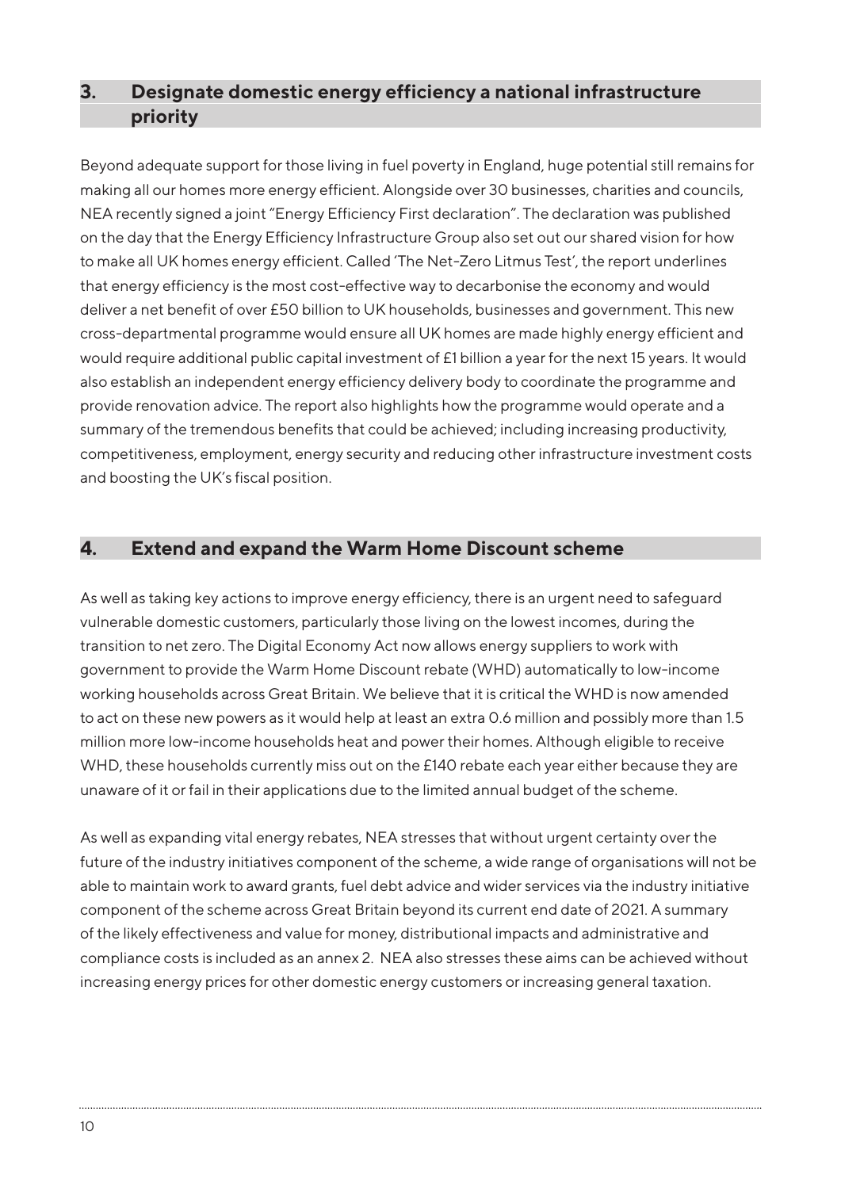## 3. Designate domestic energy efficiency a national infrastructure priority

Beyond adequate support for those living in fuel poverty in England, huge potential still remains for making all our homes more energy efficient. Alongside over 30 businesses, charities and councils, NEA recently signed a joint "Energy Efficiency First declaration". The declaration was published on the day that the Energy Efficiency Infrastructure Group also set out our shared vision for how to make all UK homes energy efficient. Called 'The Net-Zero Litmus Test', the report underlines that energy efficiency is the most cost-effective way to decarbonise the economy and would deliver a net benefit of over £50 billion to UK households, businesses and government. This new cross-departmental programme would ensure all UK homes are made highly energy efficient and would require additional public capital investment of £1 billion a year for the next 15 years. It would also establish an independent energy efficiency delivery body to coordinate the programme and provide renovation advice. The report also highlights how the programme would operate and a summary of the tremendous benefits that could be achieved; including increasing productivity, competitiveness, employment, energy security and reducing other infrastructure investment costs and boosting the UK's fiscal position.

## 4. Extend and expand the Warm Home Discount scheme

As well as taking key actions to improve energy efficiency, there is an urgent need to safeguard vulnerable domestic customers, particularly those living on the lowest incomes, during the transition to net zero. The Digital Economy Act now allows energy suppliers to work with government to provide the Warm Home Discount rebate (WHD) automatically to low-income working households across Great Britain. We believe that it is critical the WHD is now amended to act on these new powers as it would help at least an extra 0.6 million and possibly more than 1.5 million more low-income households heat and power their homes. Although eligible to receive WHD, these households currently miss out on the £140 rebate each year either because they are unaware of it or fail in their applications due to the limited annual budget of the scheme.

As well as expanding vital energy rebates, NEA stresses that without urgent certainty over the future of the industry initiatives component of the scheme, a wide range of organisations will not be able to maintain work to award grants, fuel debt advice and wider services via the industry initiative component of the scheme across Great Britain beyond its current end date of 2021. A summary of the likely effectiveness and value for money, distributional impacts and administrative and compliance costs is included as an annex 2. NEA also stresses these aims can be achieved without increasing energy prices for other domestic energy customers or increasing general taxation.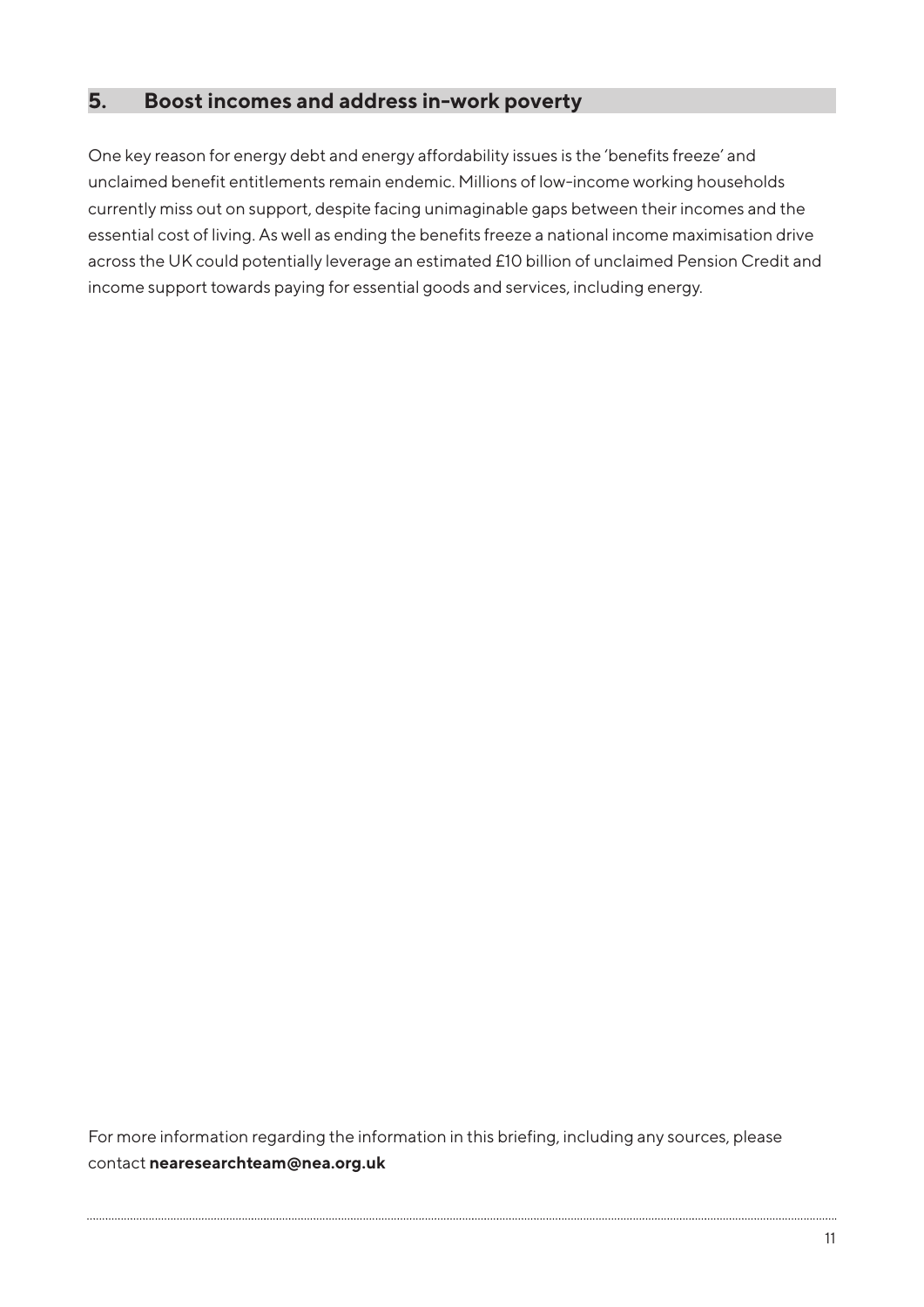## 5. Boost incomes and address in-work poverty

One key reason for energy debt and energy affordability issues is the 'benefits freeze' and unclaimed benefit entitlements remain endemic. Millions of low-income working households currently miss out on support, despite facing unimaginable gaps between their incomes and the essential cost of living. As well as ending the benefits freeze a national income maximisation drive across the UK could potentially leverage an estimated £10 billion of unclaimed Pension Credit and income support towards paying for essential goods and services, including energy.

For more information regarding the information in this briefing, including any sources, please contact **nearesearchteam@nea.org.uk**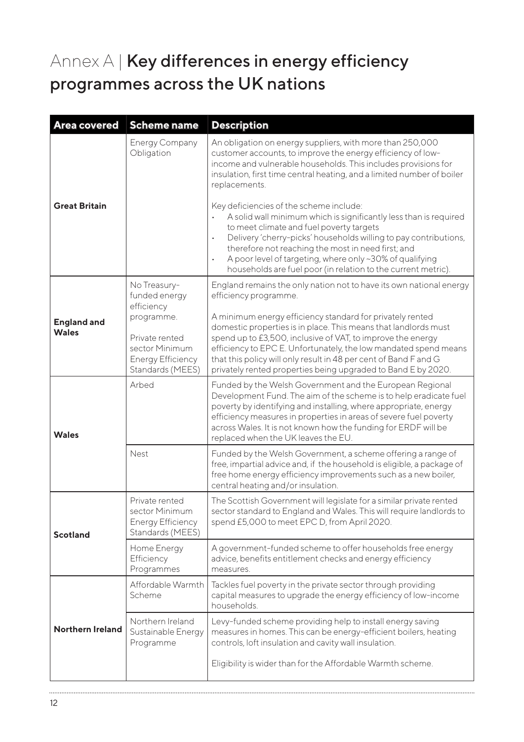# Annex A | Key differences in energy efficiency programmes across the UK nations

| Area covered | Scheme name | Description |
|---|---|---|
| **Great Britain** | Energy Company Obligation | An obligation on energy suppliers, with more than 250,000 customer accounts, to improve the energy efficiency of low-income and vulnerable households. This includes provisions for insulation, first time central heating, and a limited number of boiler replacements.<br><br>Key deficiencies of the scheme include:<br>• A solid wall minimum which is significantly less than is required to meet climate and fuel poverty targets<br>• Delivery 'cherry-picks' households willing to pay contributions, therefore not reaching the most in need first; and<br>• A poor level of targeting, where only ~30% of qualifying households are fuel poor (in relation to the current metric). |
| **England and Wales** | No Treasury-funded energy efficiency programme.<br><br>Private rented sector Minimum Energy Efficiency Standards (MEES) | England remains the only nation not to have its own national energy efficiency programme.<br><br>A minimum energy efficiency standard for privately rented domestic properties is in place. This means that landlords must spend up to £3,500, inclusive of VAT, to improve the energy efficiency to EPC E. Unfortunately, the low mandated spend means that this policy will only result in 48 per cent of Band F and G privately rented properties being upgraded to Band E by 2020. |
| **Wales** | Arbed | Funded by the Welsh Government and the European Regional Development Fund. The aim of the scheme is to help eradicate fuel poverty by identifying and installing, where appropriate, energy efficiency measures in properties in areas of severe fuel poverty across Wales. It is not known how the funding for ERDF will be replaced when the UK leaves the EU. |
| | Nest | Funded by the Welsh Government, a scheme offering a range of free, impartial advice and, if the household is eligible, a package of free home energy efficiency improvements such as a new boiler, central heating and/or insulation. |
| **Scotland** | Private rented sector Minimum Energy Efficiency Standards (MEES) | The Scottish Government will legislate for a similar private rented sector standard to England and Wales. This will require landlords to spend £5,000 to meet EPC D, from April 2020. |
| | Home Energy Efficiency Programmes | A government-funded scheme to offer households free energy advice, benefits entitlement checks and energy efficiency measures. |
| **Northern Ireland** | Affordable Warmth Scheme | Tackles fuel poverty in the private sector through providing capital measures to upgrade the energy efficiency of low-income households. |
| | Northern Ireland Sustainable Energy Programme | Levy-funded scheme providing help to install energy saving measures in homes. This can be energy-efficient boilers, heating controls, loft insulation and cavity wall insulation.<br><br>Eligibility is wider than for the Affordable Warmth scheme. |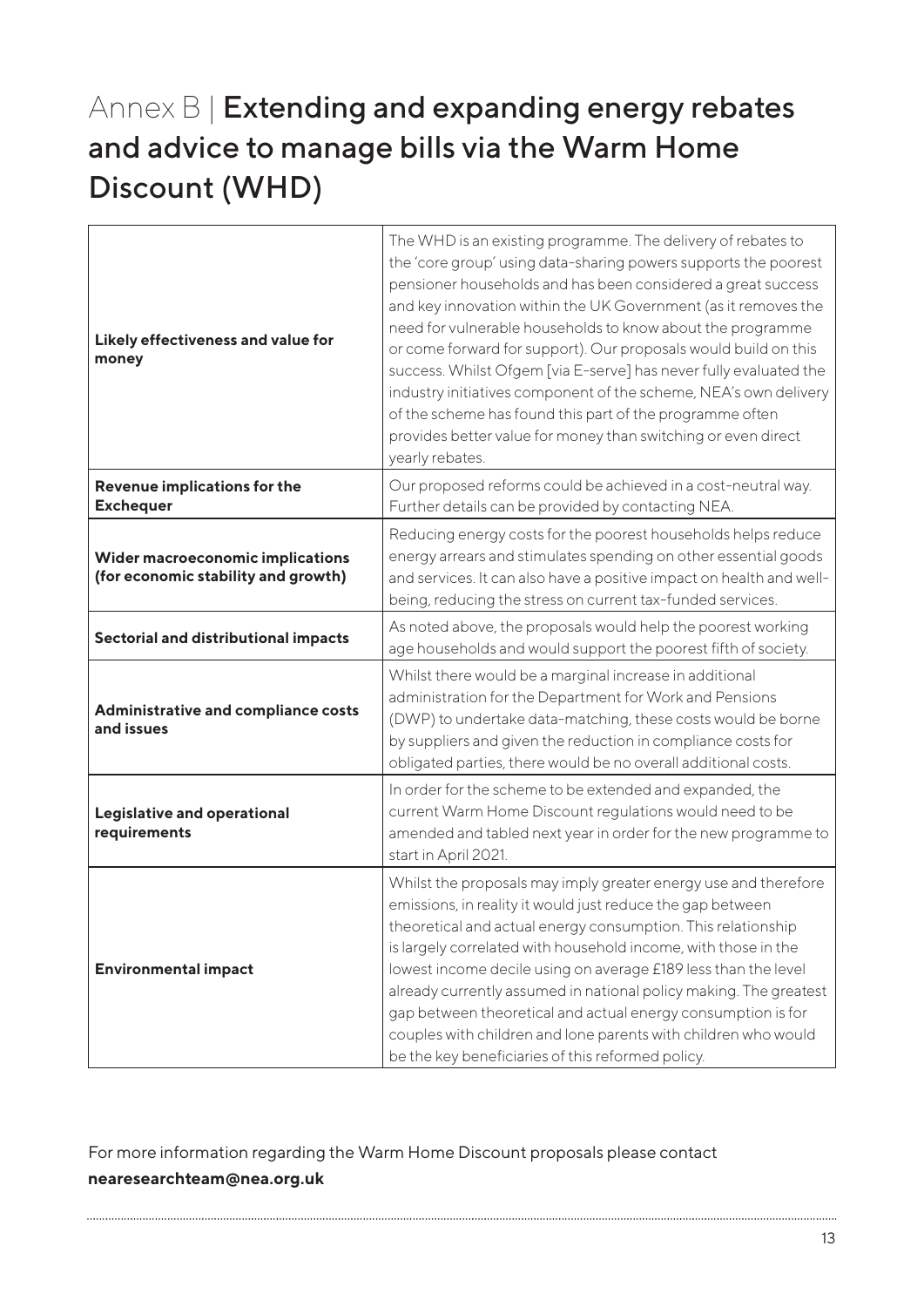# Annex B | **Extending and expanding energy rebates and advice to manage bills via the Warm Home Discount (WHD)**

| | |
|---|---|
| **Likely effectiveness and value for money** | The WHD is an existing programme. The delivery of rebates to the 'core group' using data-sharing powers supports the poorest pensioner households and has been considered a great success and key innovation within the UK Government (as it removes the need for vulnerable households to know about the programme or come forward for support). Our proposals would build on this success. Whilst Ofgem [via E-serve] has never fully evaluated the industry initiatives component of the scheme, NEA's own delivery of the scheme has found this part of the programme often provides better value for money than switching or even direct yearly rebates. |
| **Revenue implications for the Exchequer** | Our proposed reforms could be achieved in a cost-neutral way. Further details can be provided by contacting NEA. |
| **Wider macroeconomic implications (for economic stability and growth)** | Reducing energy costs for the poorest households helps reduce energy arrears and stimulates spending on other essential goods and services. It can also have a positive impact on health and well-being, reducing the stress on current tax-funded services. |
| **Sectorial and distributional impacts** | As noted above, the proposals would help the poorest working age households and would support the poorest fifth of society. |
| **Administrative and compliance costs and issues** | Whilst there would be a marginal increase in additional administration for the Department for Work and Pensions (DWP) to undertake data-matching, these costs would be borne by suppliers and given the reduction in compliance costs for obligated parties, there would be no overall additional costs. |
| **Legislative and operational requirements** | In order for the scheme to be extended and expanded, the current Warm Home Discount regulations would need to be amended and tabled next year in order for the new programme to start in April 2021. |
| **Environmental impact** | Whilst the proposals may imply greater energy use and therefore emissions, in reality it would just reduce the gap between theoretical and actual energy consumption. This relationship is largely correlated with household income, with those in the lowest income decile using on average £189 less than the level already currently assumed in national policy making. The greatest gap between theoretical and actual energy consumption is for couples with children and lone parents with children who would be the key beneficiaries of this reformed policy. |

For more information regarding the Warm Home Discount proposals please contact **nearesearchteam@nea.org.uk**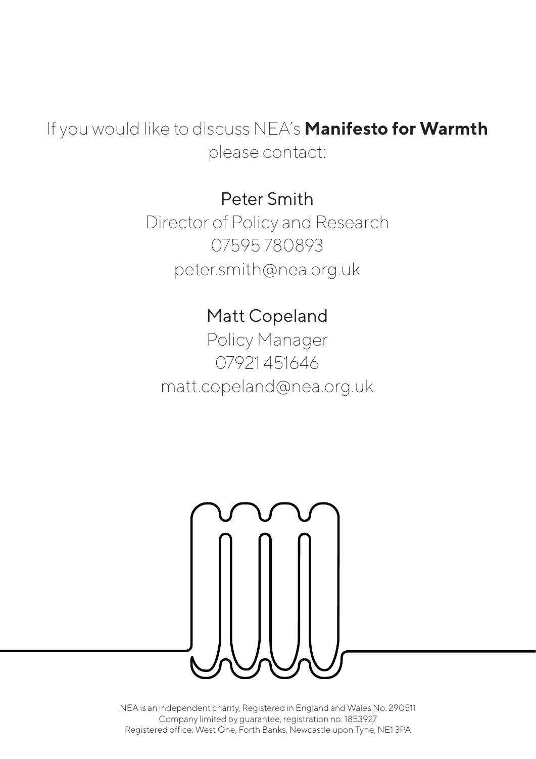If you would like to discuss NEA's **Manifesto for Warmth** please contact:

Peter Smith
Director of Policy and Research
07595 780893
peter.smith@nea.org.uk

Matt Copeland
Policy Manager
07921 451646
matt.copeland@nea.org.uk

NEA is an independent charity, Registered in England and Wales No. 290511
Company limited by guarantee, registration no. 1853927
Registered office: West One, Forth Banks, Newcastle upon Tyne, NE1 3PA